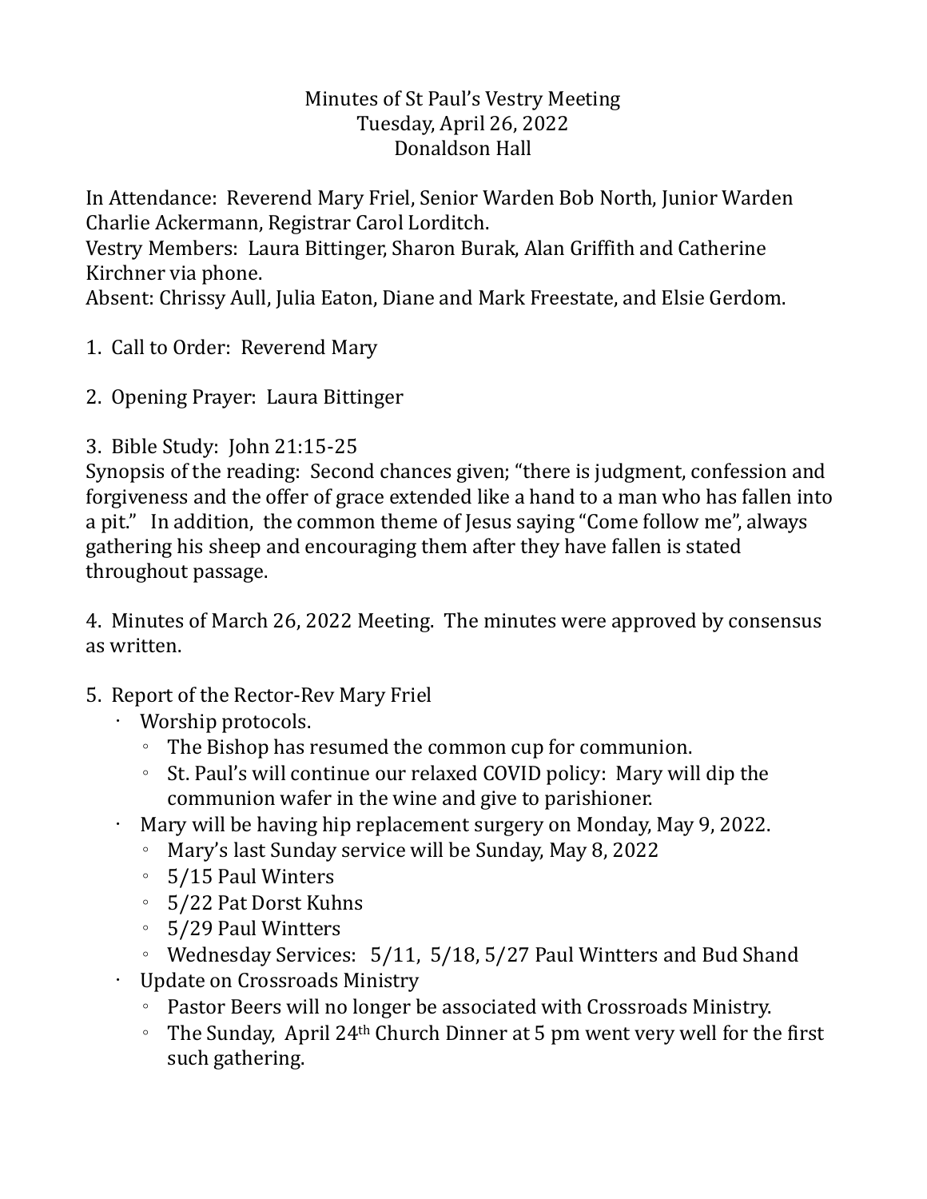Minutes of St Paul's Vestry Meeting
Tuesday, April 26, 2022
Donaldson Hall

In Attendance: Reverend Mary Friel, Senior Warden Bob North, Junior Warden Charlie Ackermann, Registrar Carol Lorditch.
Vestry Members: Laura Bittinger, Sharon Burak, Alan Griffith and Catherine Kirchner via phone.
Absent: Chrissy Aull, Julia Eaton, Diane and Mark Freestate, and Elsie Gerdom.

1. Call to Order: Reverend Mary

2. Opening Prayer: Laura Bittinger

3. Bible Study: John 21:15-25
Synopsis of the reading: Second chances given; "there is judgment, confession and forgiveness and the offer of grace extended like a hand to a man who has fallen into a pit." In addition, the common theme of Jesus saying "Come follow me", always gathering his sheep and encouraging them after they have fallen is stated throughout passage.

4. Minutes of March 26, 2022 Meeting. The minutes were approved by consensus as written.

5. Report of the Rector-Rev Mary Friel
   - Worship protocols.
     - The Bishop has resumed the common cup for communion.
     - St. Paul's will continue our relaxed COVID policy: Mary will dip the communion wafer in the wine and give to parishioner.
   - Mary will be having hip replacement surgery on Monday, May 9, 2022.
     - Mary's last Sunday service will be Sunday, May 8, 2022
     - 5/15 Paul Winters
     - 5/22 Pat Dorst Kuhns
     - 5/29 Paul Wintters
     - Wednesday Services: 5/11, 5/18, 5/27 Paul Wintters and Bud Shand
   - Update on Crossroads Ministry
     - Pastor Beers will no longer be associated with Crossroads Ministry.
     - The Sunday, April 24th Church Dinner at 5 pm went very well for the first such gathering.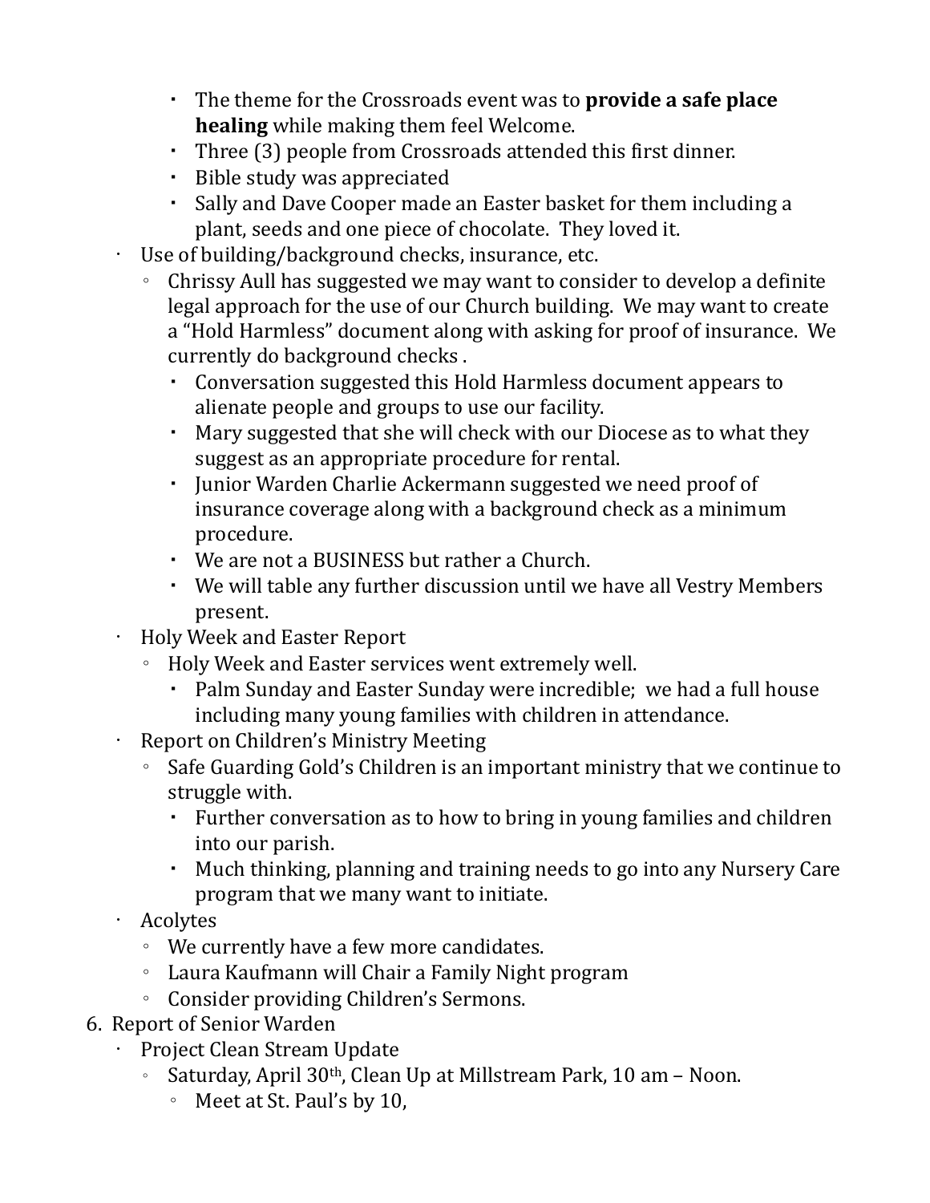- The theme for the Crossroads event was to **provide a safe place healing** while making them feel Welcome.
        - Three (3) people from Crossroads attended this first dinner.
        - Bible study was appreciated
        - Sally and Dave Cooper made an Easter basket for them including a plant, seeds and one piece of chocolate. They loved it.
  - Use of building/background checks, insurance, etc.
    - Chrissy Aull has suggested we may want to consider to develop a definite legal approach for the use of our Church building. We may want to create a "Hold Harmless" document along with asking for proof of insurance. We currently do background checks .
      - Conversation suggested this Hold Harmless document appears to alienate people and groups to use our facility.
      - Mary suggested that she will check with our Diocese as to what they suggest as an appropriate procedure for rental.
      - Junior Warden Charlie Ackermann suggested we need proof of insurance coverage along with a background check as a minimum procedure.
      - We are not a BUSINESS but rather a Church.
      - We will table any further discussion until we have all Vestry Members present.
  - Holy Week and Easter Report
    - Holy Week and Easter services went extremely well.
      - Palm Sunday and Easter Sunday were incredible; we had a full house including many young families with children in attendance.
  - Report on Children's Ministry Meeting
    - Safe Guarding Gold's Children is an important ministry that we continue to struggle with.
      - Further conversation as to how to bring in young families and children into our parish.
      - Much thinking, planning and training needs to go into any Nursery Care program that we many want to initiate.
  - Acolytes
    - We currently have a few more candidates.
    - Laura Kaufmann will Chair a Family Night program
    - Consider providing Children's Sermons.

6. Report of Senior Warden
  - Project Clean Stream Update
    - Saturday, April 30th, Clean Up at Millstream Park, 10 am – Noon.
      - Meet at St. Paul's by 10,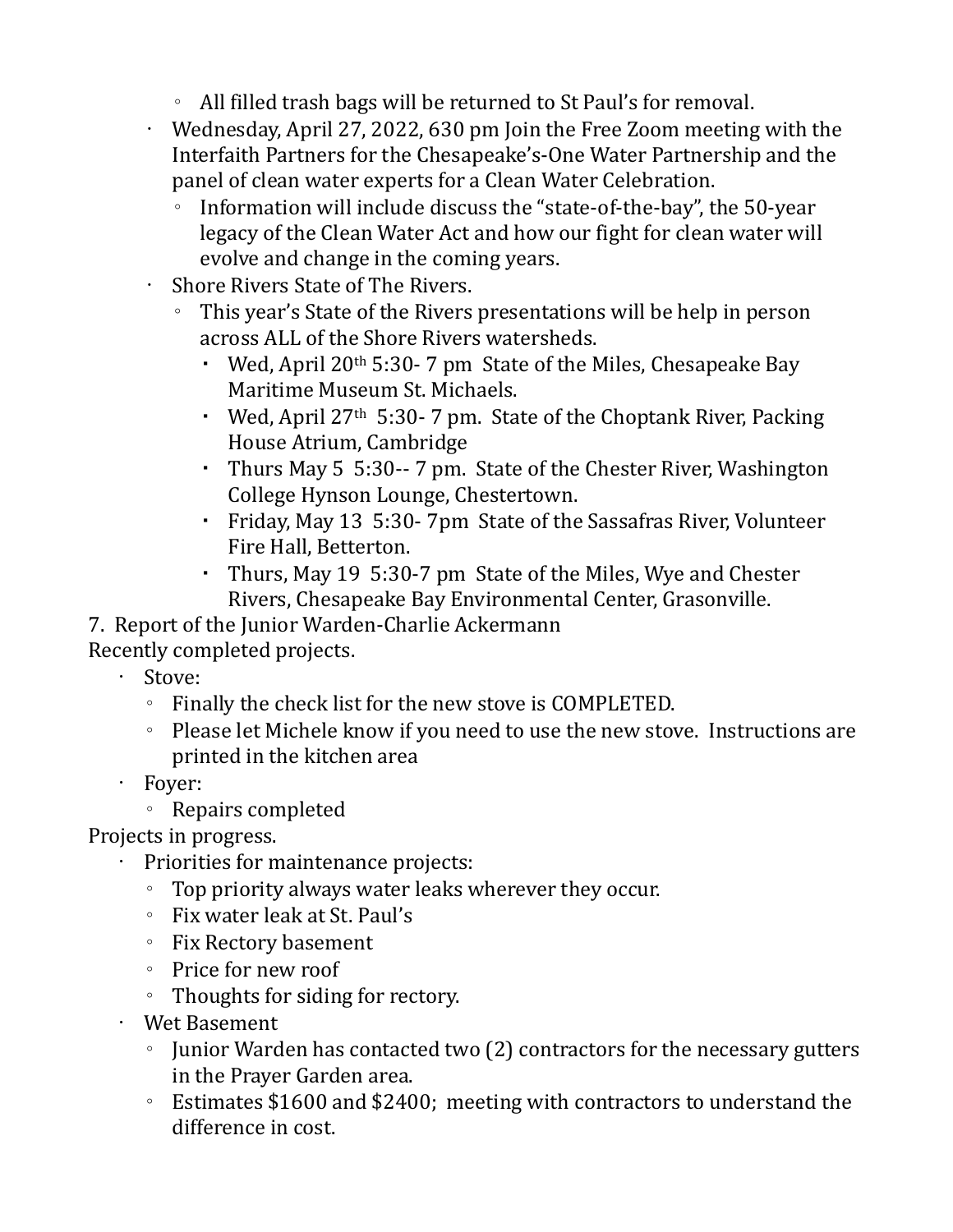- All filled trash bags will be returned to St Paul's for removal.
  - Wednesday, April 27, 2022, 630 pm Join the Free Zoom meeting with the Interfaith Partners for the Chesapeake's-One Water Partnership and the panel of clean water experts for a Clean Water Celebration.
    - Information will include discuss the "state-of-the-bay", the 50-year legacy of the Clean Water Act and how our fight for clean water will evolve and change in the coming years.
  - Shore Rivers State of The Rivers.
    - This year's State of the Rivers presentations will be help in person across ALL of the Shore Rivers watersheds.
      - Wed, April 20th 5:30- 7 pm State of the Miles, Chesapeake Bay Maritime Museum St. Michaels.
      - Wed, April 27th 5:30- 7 pm. State of the Choptank River, Packing House Atrium, Cambridge
      - Thurs May 5 5:30-- 7 pm. State of the Chester River, Washington College Hynson Lounge, Chestertown.
      - Friday, May 13 5:30- 7pm State of the Sassafras River, Volunteer Fire Hall, Betterton.
      - Thurs, May 19 5:30-7 pm State of the Miles, Wye and Chester Rivers, Chesapeake Bay Environmental Center, Grasonville.

7. Report of the Junior Warden-Charlie Ackermann

Recently completed projects.

- Stove:
  - Finally the check list for the new stove is COMPLETED.
  - Please let Michele know if you need to use the new stove. Instructions are printed in the kitchen area
- Foyer:
  - Repairs completed

Projects in progress.

- Priorities for maintenance projects:
  - Top priority always water leaks wherever they occur.
  - Fix water leak at St. Paul's
  - Fix Rectory basement
  - Price for new roof
  - Thoughts for siding for rectory.
- Wet Basement
  - Junior Warden has contacted two (2) contractors for the necessary gutters in the Prayer Garden area.
  - Estimates $1600 and $2400; meeting with contractors to understand the difference in cost.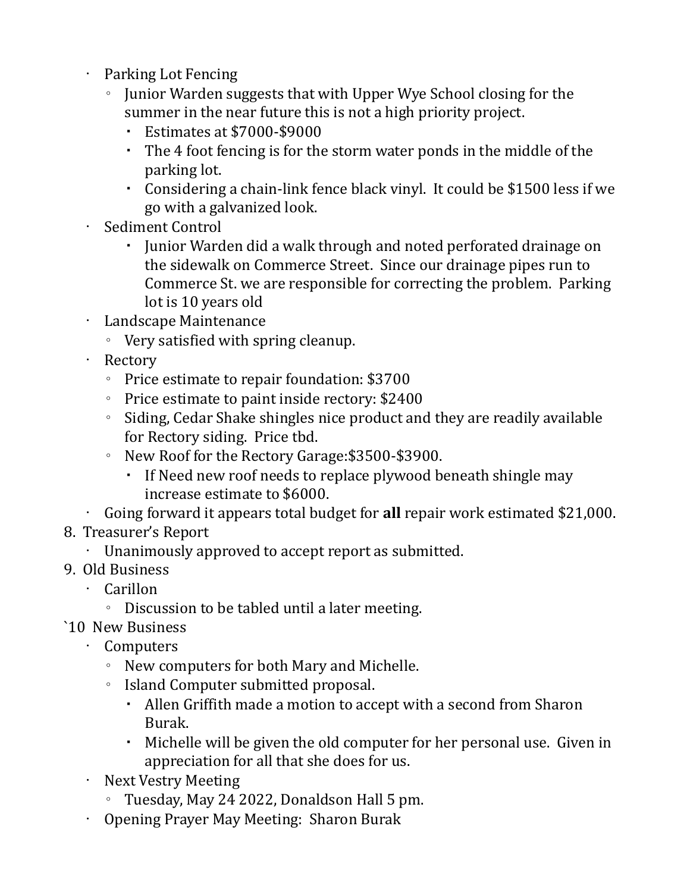- Parking Lot Fencing
  - Junior Warden suggests that with Upper Wye School closing for the summer in the near future this is not a high priority project.
    - Estimates at $7000-$9000
    - The 4 foot fencing is for the storm water ponds in the middle of the parking lot.
    - Considering a chain-link fence black vinyl. It could be $1500 less if we go with a galvanized look.
- Sediment Control
    - Junior Warden did a walk through and noted perforated drainage on the sidewalk on Commerce Street. Since our drainage pipes run to Commerce St. we are responsible for correcting the problem. Parking lot is 10 years old
- Landscape Maintenance
  - Very satisfied with spring cleanup.
- Rectory
  - Price estimate to repair foundation: $3700
  - Price estimate to paint inside rectory: $2400
  - Siding, Cedar Shake shingles nice product and they are readily available for Rectory siding. Price tbd.
  - New Roof for the Rectory Garage:$3500-$3900.
    - If Need new roof needs to replace plywood beneath shingle may increase estimate to $6000.
- Going forward it appears total budget for **all** repair work estimated $21,000.

8. Treasurer's Report
   - Unanimously approved to accept report as submitted.
9. Old Business
   - Carillon
     - Discussion to be tabled until a later meeting.

`10 New Business
- Computers
  - New computers for both Mary and Michelle.
  - Island Computer submitted proposal.
    - Allen Griffith made a motion to accept with a second from Sharon Burak.
    - Michelle will be given the old computer for her personal use. Given in appreciation for all that she does for us.
- Next Vestry Meeting
  - Tuesday, May 24 2022, Donaldson Hall 5 pm.
- Opening Prayer May Meeting: Sharon Burak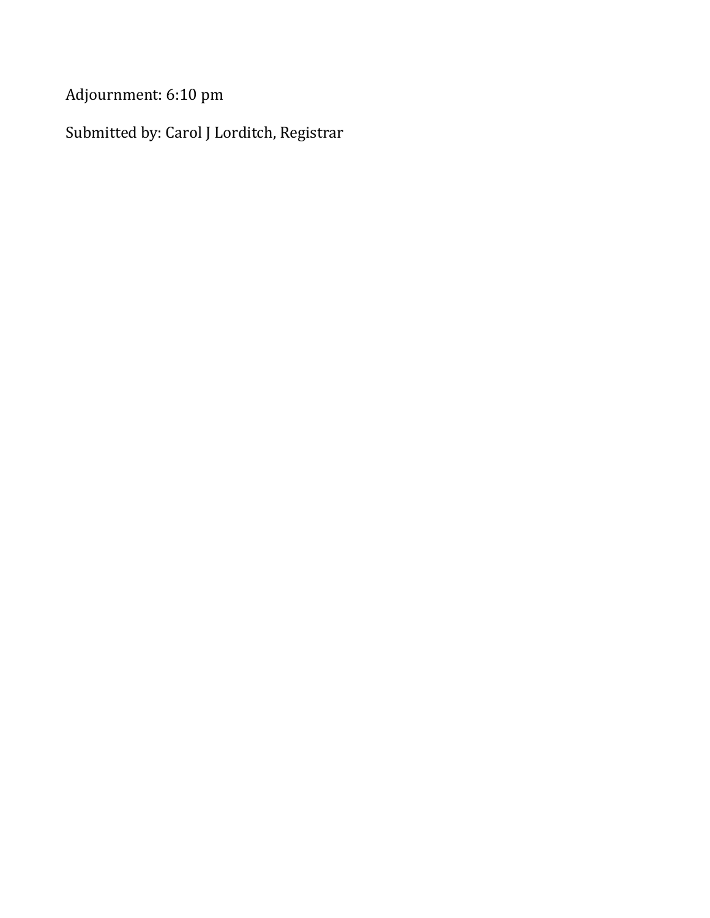Adjournment: 6:10 pm

Submitted by: Carol J Lorditch, Registrar